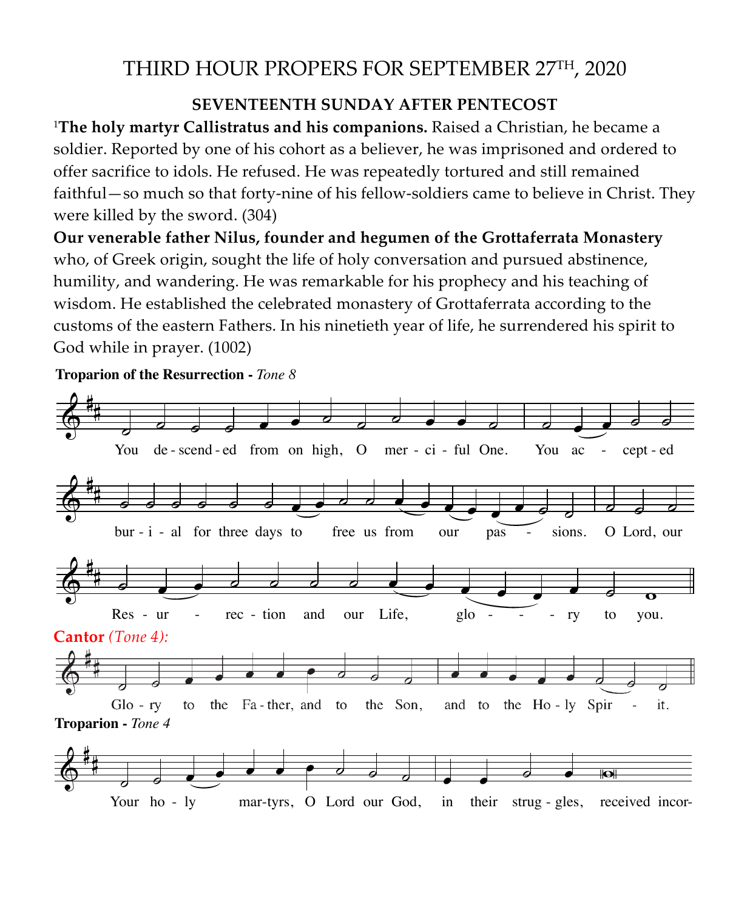# THIRD HOUR PROPERS FOR SEPTEMBER 27TH, 2020

**SEVENTEENTH SUNDAY AFTER PENTECOST**

[1]**The holy martyr Callistratus and his companions.** Raised a Christian, he became a soldier. Reported by one of his cohort as a believer, he was imprisoned and ordered to offer sacrifice to idols. He refused. He was repeatedly tortured and still remained faithful—so much so that forty-nine of his fellow-soldiers came to believe in Christ. They were killed by the sword. (304)

**Our venerable father Nilus, founder and hegumen of the Grottaferrata Monastery** who, of Greek origin, sought the life of holy conversation and pursued abstinence, humility, and wandering. He was remarkable for his prophecy and his teaching of wisdom. He established the celebrated monastery of Grottaferrata according to the customs of the eastern Fathers. In his ninetieth year of life, he surrendered his spirit to God while in prayer. (1002)

**Troparion of the Resurrection -** *Tone 8*

You de-scend-ed from on high, O mer-ci-ful One. You ac - cept-ed bur-i-al for three days to free us from our pas - sions. O Lord, our Res-ur - rec-tion and our Life, glo - - - ry to you.

**Cantor** *(Tone 4):*

Glo-ry to the Fa-ther, and to the Son, and to the Ho-ly Spir - it.

**Troparion -** *Tone 4*

Your ho-ly mar-tyrs, O Lord our God, in their strug-gles, received incor-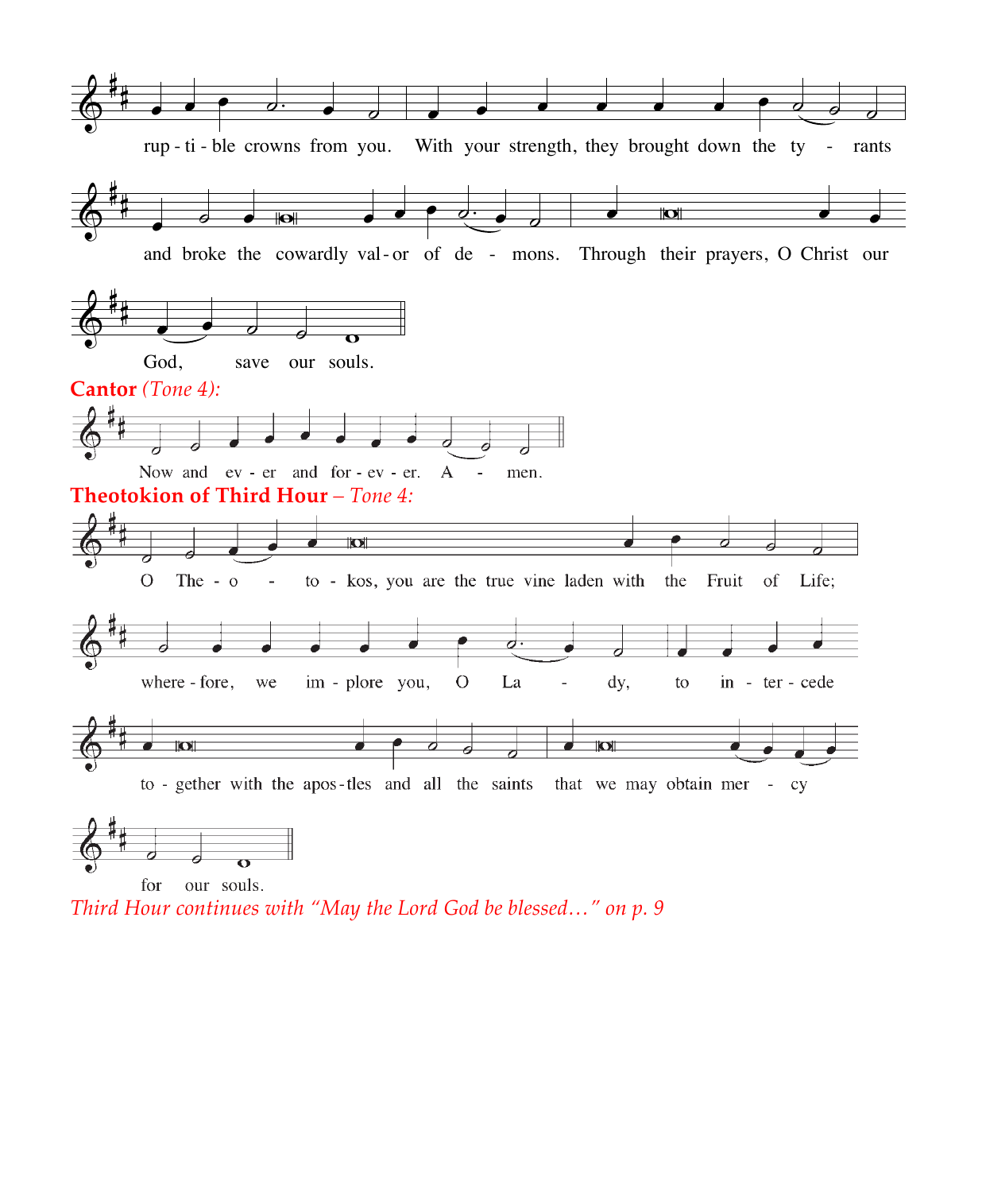rup - ti - ble crowns from you. With your strength, they brought down the ty - rants

and broke the cowardly val - or of de - mons. Through their prayers, O Christ our

God, save our souls.

**Cantor** *(Tone 4):*

Now and ev - er and for - ev - er. A - men.

**Theotokion of Third Hour** – *Tone 4:*

O The - o - to - kos, you are the true vine laden with the Fruit of Life;

where - fore, we im - plore you, O La - dy, to in - ter - cede

to - gether with the apos - tles and all the saints that we may obtain mer - cy

for our souls.

*Third Hour continues with "May the Lord God be blessed…" on p. 9*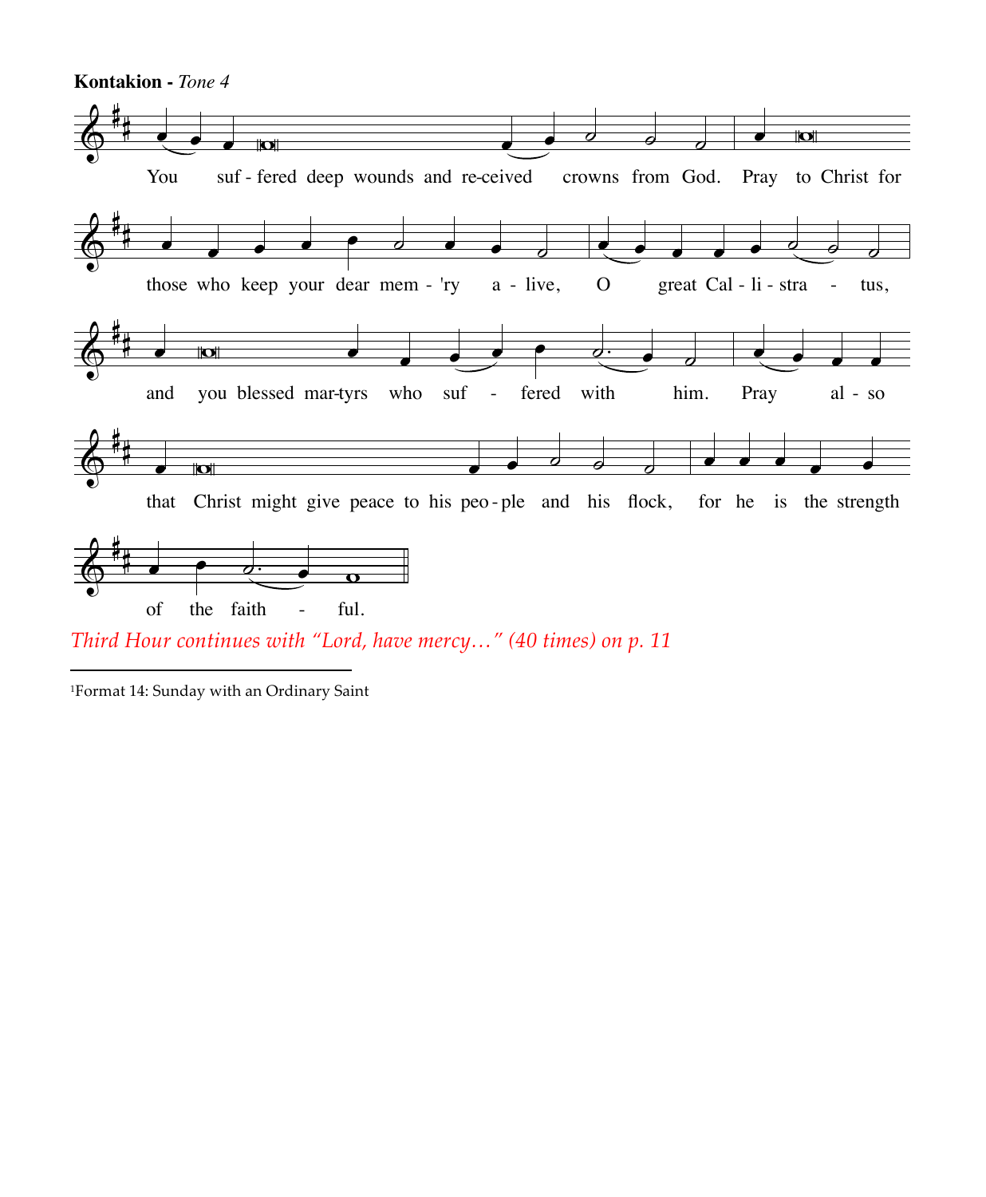**Kontakion -** *Tone 4*

You suf-fered deep wounds and re-ceived crowns from God. Pray to Christ for those who keep your dear mem-'ry a-live, O great Cal-li-stra-tus, and you blessed mar-tyrs who suf-fered with him. Pray al-so that Christ might give peace to his peo-ple and his flock, for he is the strength of the faith-ful.

*Third Hour continues with "Lord, have mercy..." (40 times) on p. 11*

[1]Format 14: Sunday with an Ordinary Saint